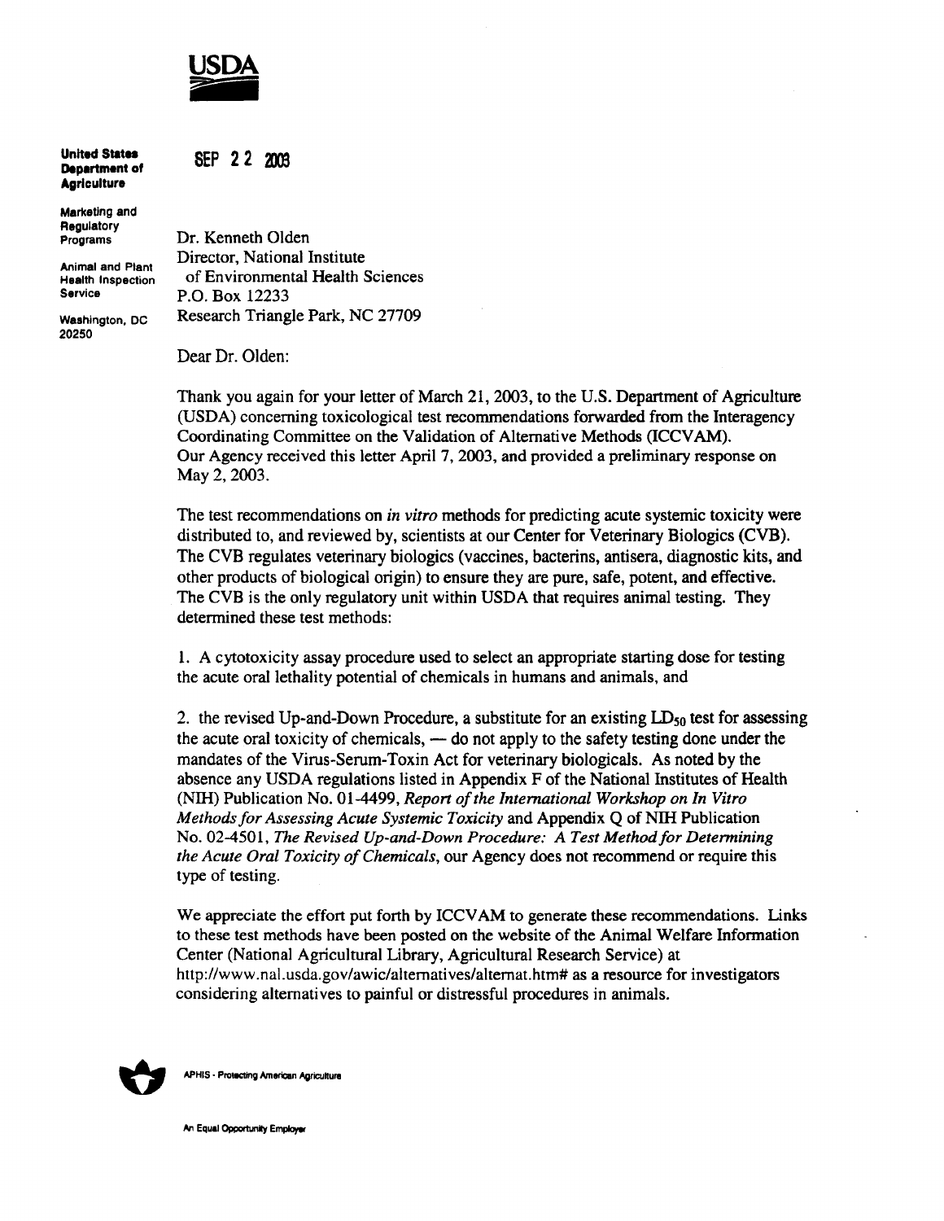USDA

**United States Department of Agriculture**

**Marketing and Regulatory Programs**

**Animal and Plant Health Inspection Service**

**Washington, DC 20250**

SEP 22 2003

Dr. Kenneth Olden
Director, National Institute
of Environmental Health Sciences
P.O. Box 12233
Research Triangle Park, NC 27709

Dear Dr. Olden:

Thank you again for your letter of March 21, 2003, to the U.S. Department of Agriculture (USDA) concerning toxicological test recommendations forwarded from the Interagency Coordinating Committee on the Validation of Alternative Methods (ICCVAM). Our Agency received this letter April 7, 2003, and provided a preliminary response on May 2, 2003.

The test recommendations on *in vitro* methods for predicting acute systemic toxicity were distributed to, and reviewed by, scientists at our Center for Veterinary Biologics (CVB). The CVB regulates veterinary biologics (vaccines, bacterins, antisera, diagnostic kits, and other products of biological origin) to ensure they are pure, safe, potent, and effective. The CVB is the only regulatory unit within USDA that requires animal testing. They determined these test methods:

1. A cytotoxicity assay procedure used to select an appropriate starting dose for testing the acute oral lethality potential of chemicals in humans and animals, and

2. the revised Up-and-Down Procedure, a substitute for an existing $LD_{50}$ test for assessing the acute oral toxicity of chemicals, — do not apply to the safety testing done under the mandates of the Virus-Serum-Toxin Act for veterinary biologicals. As noted by the absence any USDA regulations listed in Appendix F of the National Institutes of Health (NIH) Publication No. 01-4499, *Report of the International Workshop on In Vitro Methods for Assessing Acute Systemic Toxicity* and Appendix Q of NIH Publication No. 02-4501, *The Revised Up-and-Down Procedure: A Test Method for Determining the Acute Oral Toxicity of Chemicals*, our Agency does not recommend or require this type of testing.

We appreciate the effort put forth by ICCVAM to generate these recommendations. Links to these test methods have been posted on the website of the Animal Welfare Information Center (National Agricultural Library, Agricultural Research Service) at http://www.nal.usda.gov/awic/alternatives/alternat.htm# as a resource for investigators considering alternatives to painful or distressful procedures in animals.

APHIS - Protecting American Agriculture

An Equal Opportunity Employer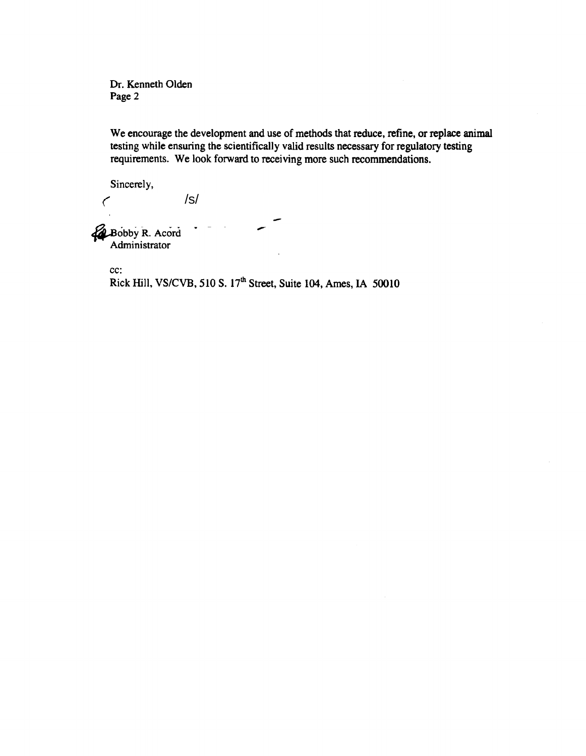Dr. Kenneth Olden
Page 2

We encourage the development and use of methods that reduce, refine, or replace animal testing while ensuring the scientifically valid results necessary for regulatory testing requirements. We look forward to receiving more such recommendations.

Sincerely,

/s/

Bobby R. Acord
Administrator

cc:
Rick Hill, VS/CVB, 510 S. 17th Street, Suite 104, Ames, IA 50010